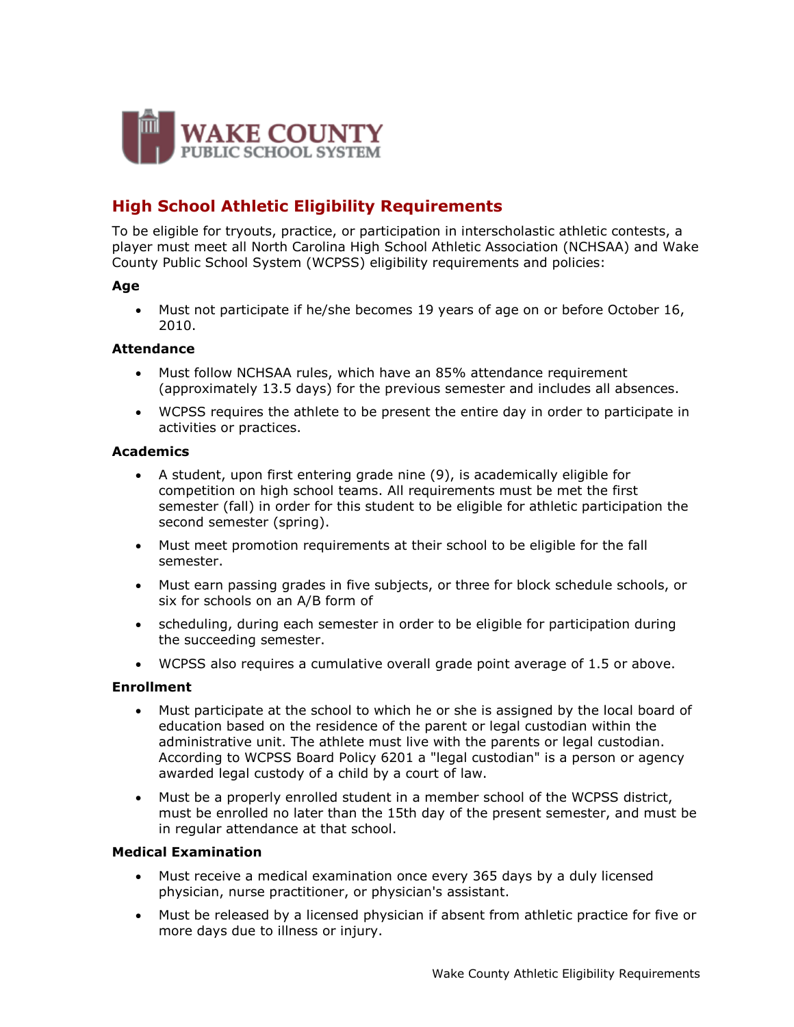WAKE COUNTY
PUBLIC SCHOOL SYSTEM

## High School Athletic Eligibility Requirements

To be eligible for tryouts, practice, or participation in interscholastic athletic contests, a player must meet all North Carolina High School Athletic Association (NCHSAA) and Wake County Public School System (WCPSS) eligibility requirements and policies:

**Age**

- Must not participate if he/she becomes 19 years of age on or before October 16, 2010.

**Attendance**

- Must follow NCHSAA rules, which have an 85% attendance requirement (approximately 13.5 days) for the previous semester and includes all absences.
- WCPSS requires the athlete to be present the entire day in order to participate in activities or practices.

**Academics**

- A student, upon first entering grade nine (9), is academically eligible for competition on high school teams. All requirements must be met the first semester (fall) in order for this student to be eligible for athletic participation the second semester (spring).
- Must meet promotion requirements at their school to be eligible for the fall semester.
- Must earn passing grades in five subjects, or three for block schedule schools, or six for schools on an A/B form of
- scheduling, during each semester in order to be eligible for participation during the succeeding semester.
- WCPSS also requires a cumulative overall grade point average of 1.5 or above.

**Enrollment**

- Must participate at the school to which he or she is assigned by the local board of education based on the residence of the parent or legal custodian within the administrative unit. The athlete must live with the parents or legal custodian. According to WCPSS Board Policy 6201 a "legal custodian" is a person or agency awarded legal custody of a child by a court of law.
- Must be a properly enrolled student in a member school of the WCPSS district, must be enrolled no later than the 15th day of the present semester, and must be in regular attendance at that school.

**Medical Examination**

- Must receive a medical examination once every 365 days by a duly licensed physician, nurse practitioner, or physician's assistant.
- Must be released by a licensed physician if absent from athletic practice for five or more days due to illness or injury.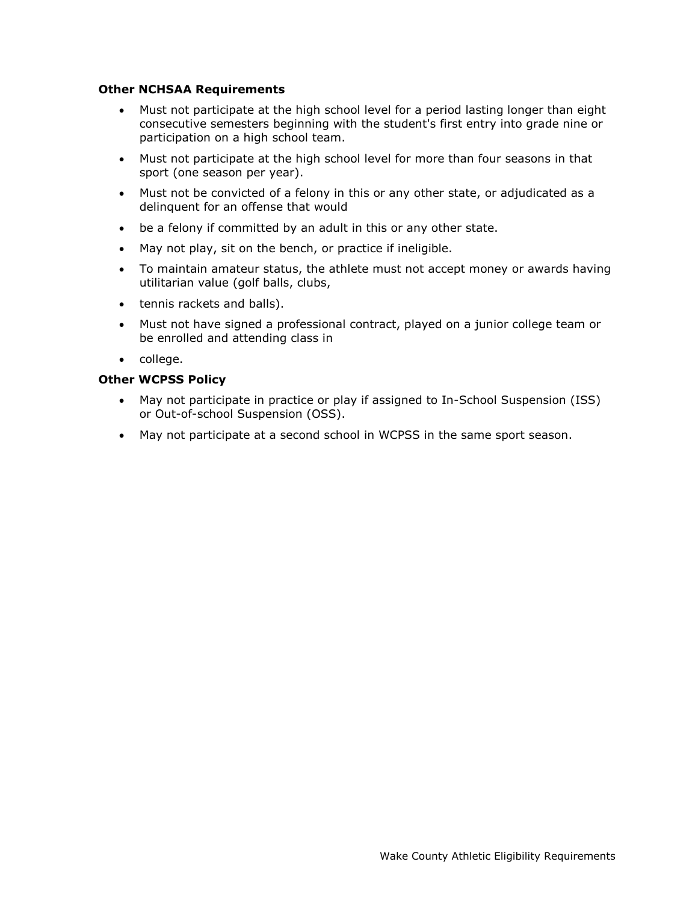**Other NCHSAA Requirements**

- Must not participate at the high school level for a period lasting longer than eight consecutive semesters beginning with the student's first entry into grade nine or participation on a high school team.
- Must not participate at the high school level for more than four seasons in that sport (one season per year).
- Must not be convicted of a felony in this or any other state, or adjudicated as a delinquent for an offense that would
- be a felony if committed by an adult in this or any other state.
- May not play, sit on the bench, or practice if ineligible.
- To maintain amateur status, the athlete must not accept money or awards having utilitarian value (golf balls, clubs,
- tennis rackets and balls).
- Must not have signed a professional contract, played on a junior college team or be enrolled and attending class in
- college.

**Other WCPSS Policy**

- May not participate in practice or play if assigned to In-School Suspension (ISS) or Out-of-school Suspension (OSS).
- May not participate at a second school in WCPSS in the same sport season.